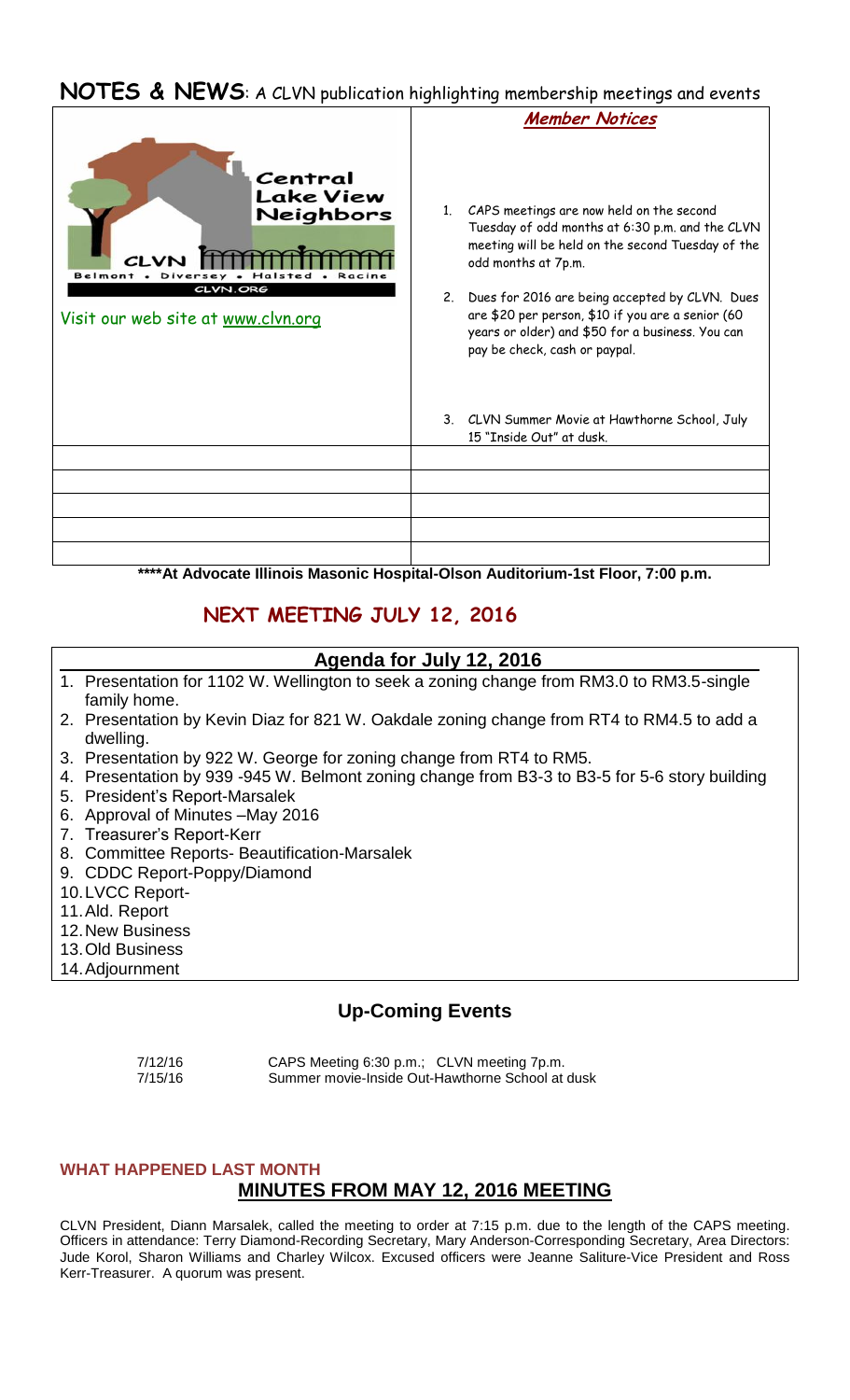# NOTES & NEWS: A CLVN publication highlighting membership meetings and events

Central Lake View Neighbors

CLVN

Belmont • Diversey • Halsted • Racine

CLVN.ORG

Visit our web site at www.clvn.org

***Member Notices***

1. CAPS meetings are now held on the second Tuesday of odd months at 6:30 p.m. and the CLVN meeting will be held on the second Tuesday of the odd months at 7p.m.
2. Dues for 2016 are being accepted by CLVN. Dues are $20 per person, $10 if you are a senior (60 years or older) and $50 for a business. You can pay be check, cash or paypal.
3. CLVN Summer Movie at Hawthorne School, July 15 "Inside Out" at dusk.

****At Advocate Illinois Masonic Hospital-Olson Auditorium-1st Floor, 7:00 p.m.**

## NEXT MEETING JULY 12, 2016

### Agenda for July 12, 2016

1. Presentation for 1102 W. Wellington to seek a zoning change from RM3.0 to RM3.5-single family home.
2. Presentation by Kevin Diaz for 821 W. Oakdale zoning change from RT4 to RM4.5 to add a dwelling.
3. Presentation by 922 W. George for zoning change from RT4 to RM5.
4. Presentation by 939 -945 W. Belmont zoning change from B3-3 to B3-5 for 5-6 story building
5. President's Report-Marsalek
6. Approval of Minutes –May 2016
7. Treasurer's Report-Kerr
8. Committee Reports- Beautification-Marsalek
9. CDDC Report-Poppy/Diamond
10. LVCC Report-
11. Ald. Report
12. New Business
13. Old Business
14. Adjournment

### Up-Coming Events

| | |
|---|---|
| 7/12/16 | CAPS Meeting 6:30 p.m.; CLVN meeting 7p.m. |
| 7/15/16 | Summer movie-Inside Out-Hawthorne School at dusk |

**WHAT HAPPENED LAST MONTH**

## MINUTES FROM MAY 12, 2016 MEETING

CLVN President, Diann Marsalek, called the meeting to order at 7:15 p.m. due to the length of the CAPS meeting. Officers in attendance: Terry Diamond-Recording Secretary, Mary Anderson-Corresponding Secretary, Area Directors: Jude Korol, Sharon Williams and Charley Wilcox. Excused officers were Jeanne Saliture-Vice President and Ross Kerr-Treasurer. A quorum was present.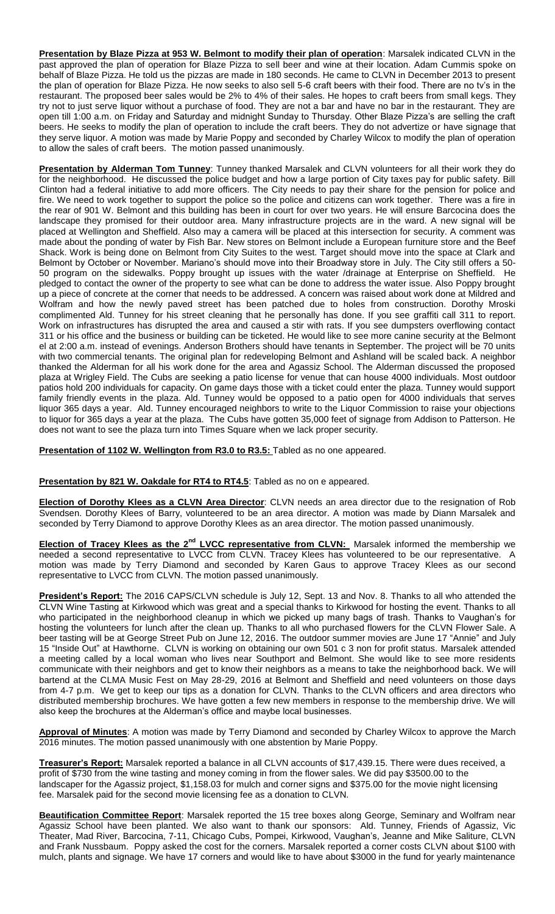**Presentation by Blaze Pizza at 953 W. Belmont to modify their plan of operation**: Marsalek indicated CLVN in the past approved the plan of operation for Blaze Pizza to sell beer and wine at their location. Adam Cummis spoke on behalf of Blaze Pizza. He told us the pizzas are made in 180 seconds. He came to CLVN in December 2013 to present the plan of operation for Blaze Pizza. He now seeks to also sell 5-6 craft beers with their food. There are no tv's in the restaurant. The proposed beer sales would be 2% to 4% of their sales. He hopes to craft beers from small kegs. They try not to just serve liquor without a purchase of food. They are not a bar and have no bar in the restaurant. They are open till 1:00 a.m. on Friday and Saturday and midnight Sunday to Thursday. Other Blaze Pizza's are selling the craft beers. He seeks to modify the plan of operation to include the craft beers. They do not advertize or have signage that they serve liquor. A motion was made by Marie Poppy and seconded by Charley Wilcox to modify the plan of operation to allow the sales of craft beers. The motion passed unanimously.

**Presentation by Alderman Tom Tunney**: Tunney thanked Marsalek and CLVN volunteers for all their work they do for the neighborhood. He discussed the police budget and how a large portion of City taxes pay for public safety. Bill Clinton had a federal initiative to add more officers. The City needs to pay their share for the pension for police and fire. We need to work together to support the police so the police and citizens can work together. There was a fire in the rear of 901 W. Belmont and this building has been in court for over two years. He will ensure Barcocina does the landscape they promised for their outdoor area. Many infrastructure projects are in the ward. A new signal will be placed at Wellington and Sheffield. Also may a camera will be placed at this intersection for security. A comment was made about the ponding of water by Fish Bar. New stores on Belmont include a European furniture store and the Beef Shack. Work is being done on Belmont from City Suites to the west. Target should move into the space at Clark and Belmont by October or November. Mariano's should move into their Broadway store in July. The City still offers a 50-50 program on the sidewalks. Poppy brought up issues with the water /drainage at Enterprise on Sheffield. He pledged to contact the owner of the property to see what can be done to address the water issue. Also Poppy brought up a piece of concrete at the corner that needs to be addressed. A concern was raised about work done at Mildred and Wolfram and how the newly paved street has been patched due to holes from construction. Dorothy Mroski complimented Ald. Tunney for his street cleaning that he personally has done. If you see graffiti call 311 to report. Work on infrastructures has disrupted the area and caused a stir with rats. If you see dumpsters overflowing contact 311 or his office and the business or building can be ticketed. He would like to see more canine security at the Belmont el at 2:00 a.m. instead of evenings. Anderson Brothers should have tenants in September. The project will be 70 units with two commercial tenants. The original plan for redeveloping Belmont and Ashland will be scaled back. A neighbor thanked the Alderman for all his work done for the area and Agassiz School. The Alderman discussed the proposed plaza at Wrigley Field. The Cubs are seeking a patio license for venue that can house 4000 individuals. Most outdoor patios hold 200 individuals for capacity. On game days those with a ticket could enter the plaza. Tunney would support family friendly events in the plaza. Ald. Tunney would be opposed to a patio open for 4000 individuals that serves liquor 365 days a year. Ald. Tunney encouraged neighbors to write to the Liquor Commission to raise your objections to liquor for 365 days a year at the plaza. The Cubs have gotten 35,000 feet of signage from Addison to Patterson. He does not want to see the plaza turn into Times Square when we lack proper security.

**Presentation of 1102 W. Wellington from R3.0 to R3.5:** Tabled as no one appeared.

**Presentation by 821 W. Oakdale for RT4 to RT4.5**: Tabled as no on e appeared.

**Election of Dorothy Klees as a CLVN Area Director**: CLVN needs an area director due to the resignation of Rob Svendsen. Dorothy Klees of Barry, volunteered to be an area director. A motion was made by Diann Marsalek and seconded by Terry Diamond to approve Dorothy Klees as an area director. The motion passed unanimously.

**Election of Tracey Klees as the 2nd LVCC representative from CLVN:** Marsalek informed the membership we needed a second representative to LVCC from CLVN. Tracey Klees has volunteered to be our representative. A motion was made by Terry Diamond and seconded by Karen Gaus to approve Tracey Klees as our second representative to LVCC from CLVN. The motion passed unanimously.

**President's Report:** The 2016 CAPS/CLVN schedule is July 12, Sept. 13 and Nov. 8. Thanks to all who attended the CLVN Wine Tasting at Kirkwood which was great and a special thanks to Kirkwood for hosting the event. Thanks to all who participated in the neighborhood cleanup in which we picked up many bags of trash. Thanks to Vaughan's for hosting the volunteers for lunch after the clean up. Thanks to all who purchased flowers for the CLVN Flower Sale. A beer tasting will be at George Street Pub on June 12, 2016. The outdoor summer movies are June 17 "Annie" and July 15 "Inside Out" at Hawthorne. CLVN is working on obtaining our own 501 c 3 non for profit status. Marsalek attended a meeting called by a local woman who lives near Southport and Belmont. She would like to see more residents communicate with their neighbors and get to know their neighbors as a means to take the neighborhood back. We will bartend at the CLMA Music Fest on May 28-29, 2016 at Belmont and Sheffield and need volunteers on those days from 4-7 p.m. We get to keep our tips as a donation for CLVN. Thanks to the CLVN officers and area directors who distributed membership brochures. We have gotten a few new members in response to the membership drive. We will also keep the brochures at the Alderman's office and maybe local businesses.

**Approval of Minutes**: A motion was made by Terry Diamond and seconded by Charley Wilcox to approve the March 2016 minutes. The motion passed unanimously with one abstention by Marie Poppy.

**Treasurer's Report:** Marsalek reported a balance in all CLVN accounts of $17,439.15. There were dues received, a profit of $730 from the wine tasting and money coming in from the flower sales. We did pay $3500.00 to the landscaper for the Agassiz project, $1,158.03 for mulch and corner signs and $375.00 for the movie night licensing fee. Marsalek paid for the second movie licensing fee as a donation to CLVN.

**Beautification Committee Report**: Marsalek reported the 15 tree boxes along George, Seminary and Wolfram near Agassiz School have been planted. We also want to thank our sponsors: Ald. Tunney, Friends of Agassiz, Vic Theater, Mad River, Barcocina, 7-11, Chicago Cubs, Pompei, Kirkwood, Vaughan's, Jeanne and Mike Saliture, CLVN and Frank Nussbaum. Poppy asked the cost for the corners. Marsalek reported a corner costs CLVN about $100 with mulch, plants and signage. We have 17 corners and would like to have about $3000 in the fund for yearly maintenance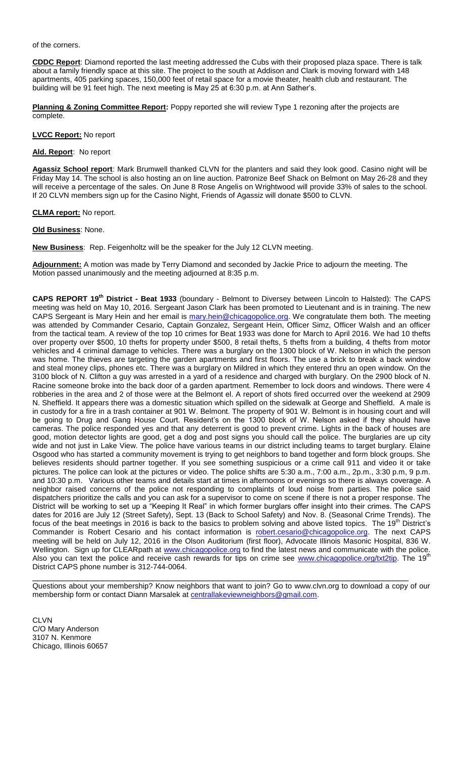of the corners.

**CDDC Report**: Diamond reported the last meeting addressed the Cubs with their proposed plaza space. There is talk about a family friendly space at this site. The project to the south at Addison and Clark is moving forward with 148 apartments, 405 parking spaces, 150,000 feet of retail space for a movie theater, health club and restaurant. The building will be 91 feet high. The next meeting is May 25 at 6:30 p.m. at Ann Sather's.

**Planning & Zoning Committee Report:** Poppy reported she will review Type 1 rezoning after the projects are complete.

**LVCC Report:** No report

**Ald. Report**: No report

**Agassiz School report**: Mark Brumwell thanked CLVN for the planters and said they look good. Casino night will be Friday May 14. The school is also hosting an on line auction. Patronize Beef Shack on Belmont on May 26-28 and they will receive a percentage of the sales. On June 8 Rose Angelis on Wrightwood will provide 33% of sales to the school. If 20 CLVN members sign up for the Casino Night, Friends of Agassiz will donate $500 to CLVN.

**CLMA report:** No report.

**Old Business**: None.

**New Business**: Rep. Feigenholtz will be the speaker for the July 12 CLVN meeting.

**Adjournment:** A motion was made by Terry Diamond and seconded by Jackie Price to adjourn the meeting. The Motion passed unanimously and the meeting adjourned at 8:35 p.m.

**CAPS REPORT 19th District - Beat 1933** (boundary - Belmont to Diversey between Lincoln to Halsted): The CAPS meeting was held on May 10, 2016. Sergeant Jason Clark has been promoted to Lieutenant and is in training. The new CAPS Sergeant is Mary Hein and her email is mary.hein@chicagopolice.org. We congratulate them both. The meeting was attended by Commander Cesario, Captain Gonzalez, Sergeant Hein, Officer Simz, Officer Walsh and an officer from the tactical team. A review of the top 10 crimes for Beat 1933 was done for March to April 2016. We had 10 thefts over property over $500, 10 thefts for property under $500, 8 retail thefts, 5 thefts from a building, 4 thefts from motor vehicles and 4 criminal damage to vehicles. There was a burglary on the 1300 block of W. Nelson in which the person was home. The thieves are targeting the garden apartments and first floors. The use a brick to break a back window and steal money clips, phones etc. There was a burglary on Mildred in which they entered thru an open window. On the 3100 block of N. Clifton a guy was arrested in a yard of a residence and charged with burglary. On the 2900 block of N. Racine someone broke into the back door of a garden apartment. Remember to lock doors and windows. There were 4 robberies in the area and 2 of those were at the Belmont el. A report of shots fired occurred over the weekend at 2909 N. Sheffield. It appears there was a domestic situation which spilled on the sidewalk at George and Sheffield. A male is in custody for a fire in a trash container at 901 W. Belmont. The property of 901 W. Belmont is in housing court and will be going to Drug and Gang House Court. Resident's on the 1300 block of W. Nelson asked if they should have cameras. The police responded yes and that any deterrent is good to prevent crime. Lights in the back of houses are good, motion detector lights are good, get a dog and post signs you should call the police. The burglaries are up city wide and not just in Lake View. The police have various teams in our district including teams to target burglary. Elaine Osgood who has started a community movement is trying to get neighbors to band together and form block groups. She believes residents should partner together. If you see something suspicious or a crime call 911 and video it or take pictures. The police can look at the pictures or video. The police shifts are 5:30 a.m., 7:00 a.m., 2p.m., 3:30 p.m, 9 p.m. and 10:30 p.m. Various other teams and details start at times in afternoons or evenings so there is always coverage. A neighbor raised concerns of the police not responding to complaints of loud noise from parties. The police said dispatchers prioritize the calls and you can ask for a supervisor to come on scene if there is not a proper response. The District will be working to set up a "Keeping It Real" in which former burglars offer insight into their crimes. The CAPS dates for 2016 are July 12 (Street Safety), Sept. 13 (Back to School Safety) and Nov. 8. (Seasonal Crime Trends). The focus of the beat meetings in 2016 is back to the basics to problem solving and above listed topics. The 19th District's Commander is Robert Cesario and his contact information is robert.cesario@chicagopolice.org. The next CAPS meeting will be held on July 12, 2016 in the Olson Auditorium (first floor), Advocate Illinois Masonic Hospital, 836 W. Wellington. Sign up for CLEARpath at www.chicagopolice.org to find the latest news and communicate with the police. Also you can text the police and receive cash rewards for tips on crime see www.chicagopolice.org/txt2tip. The 19th District CAPS phone number is 312-744-0064.

---

Questions about your membership? Know neighbors that want to join? Go to www.clvn.org to download a copy of our membership form or contact Diann Marsalek at centrallakeviewneighbors@gmail.com.

CLVN
C/O Mary Anderson
3107 N. Kenmore
Chicago, Illinois 60657